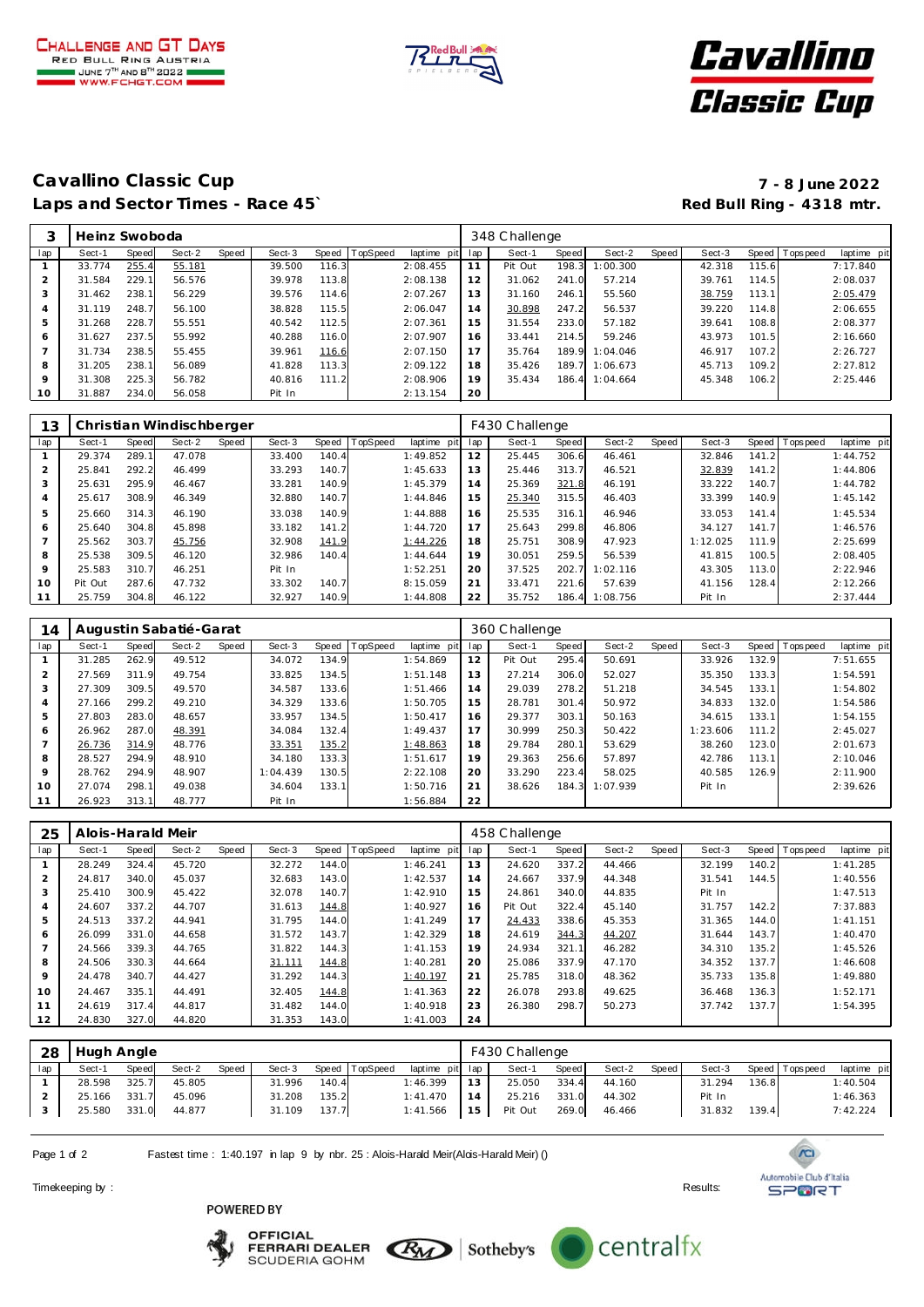Challenge and GT Days
Red Bull Ring Austria
June 7th and 8th 2022
www.fchgt.com

# Cavallino Classic Cup

## Laps and Sector Times - Race 45`

**7 - 8 June 2022**
**Red Bull Ring - 4318 mtr.**

| 3 | Heinz Swoboda | | | | | | | | 348 Challenge | | | | | | | | |
|---|---|---|---|---|---|---|---|---|---|---|---|---|---|---|---|---|---|
| lap | Sect-1 | Speed | Sect-2 | Speed | Sect-3 | Speed | TopSpeed | laptime pit | lap | Sect-1 | Speed | Sect-2 | Speed | Sect-3 | Speed | Topspeed | laptime pit |
| 1 | 33.774 | 255.4 | 55.181 | | 39.500 | 116.3 | | 2:08.455 | 11 | Pit Out | 198.3 | 1:00.300 | | 42.318 | 115.6 | | 7:17.840 |
| 2 | 31.584 | 229.1 | 56.576 | | 39.978 | 113.8 | | 2:08.138 | 12 | 31.062 | 241.0 | 57.214 | | 39.761 | 114.5 | | 2:08.037 |
| 3 | 31.462 | 238.1 | 56.229 | | 39.576 | 114.6 | | 2:07.267 | 13 | 31.160 | 246.1 | 55.560 | | 38.759 | 113.1 | | 2:05.479 |
| 4 | 31.119 | 248.7 | 56.100 | | 38.828 | 115.5 | | 2:06.047 | 14 | 30.898 | 247.2 | 56.537 | | 39.220 | 114.8 | | 2:06.655 |
| 5 | 31.268 | 228.7 | 55.551 | | 40.542 | 112.5 | | 2:07.361 | 15 | 31.554 | 233.0 | 57.182 | | 39.641 | 108.8 | | 2:08.377 |
| 6 | 31.627 | 237.5 | 55.992 | | 40.288 | 116.0 | | 2:07.907 | 16 | 33.441 | 214.5 | 59.246 | | 43.973 | 101.5 | | 2:16.660 |
| 7 | 31.734 | 238.5 | 55.455 | | 39.961 | 116.6 | | 2:07.150 | 17 | 35.764 | 189.9 | 1:04.046 | | 46.917 | 107.2 | | 2:26.727 |
| 8 | 31.205 | 238.1 | 56.089 | | 41.828 | 113.3 | | 2:09.122 | 18 | 35.426 | 189.7 | 1:06.673 | | 45.713 | 109.2 | | 2:27.812 |
| 9 | 31.308 | 225.3 | 56.782 | | 40.816 | 111.2 | | 2:08.906 | 19 | 35.434 | 186.4 | 1:04.664 | | 45.348 | 106.2 | | 2:25.446 |
| 10 | 31.887 | 234.0 | 56.058 | | Pit In | | | 2:13.154 | 20 | | | | | | | | |

| 13 | Christian Windischberger | | | | | | | | F430 Challenge | | | | | | | | |
|---|---|---|---|---|---|---|---|---|---|---|---|---|---|---|---|---|---|
| lap | Sect-1 | Speed | Sect-2 | Speed | Sect-3 | Speed | TopSpeed | laptime pit | lap | Sect-1 | Speed | Sect-2 | Speed | Sect-3 | Speed | Topspeed | laptime pit |
| 1 | 29.374 | 289.1 | 47.078 | | 33.400 | 140.4 | | 1:49.852 | 12 | 25.445 | 306.6 | 46.461 | | 32.846 | 141.2 | | 1:44.752 |
| 2 | 25.841 | 292.2 | 46.499 | | 33.293 | 140.7 | | 1:45.633 | 13 | 25.446 | 313.7 | 46.521 | | 32.839 | 141.2 | | 1:44.806 |
| 3 | 25.631 | 295.9 | 46.467 | | 33.281 | 140.9 | | 1:45.379 | 14 | 25.369 | 321.8 | 46.191 | | 33.222 | 140.7 | | 1:44.782 |
| 4 | 25.617 | 308.9 | 46.349 | | 32.880 | 140.7 | | 1:44.846 | 15 | 25.340 | 315.5 | 46.403 | | 33.399 | 140.9 | | 1:45.142 |
| 5 | 25.660 | 314.3 | 46.190 | | 33.038 | 140.9 | | 1:44.888 | 16 | 25.535 | 316.1 | 46.946 | | 33.053 | 141.4 | | 1:45.534 |
| 6 | 25.640 | 304.8 | 45.898 | | 33.182 | 141.2 | | 1:44.720 | 17 | 25.643 | 299.8 | 46.806 | | 34.127 | 141.7 | | 1:46.576 |
| 7 | 25.562 | 303.7 | 45.756 | | 32.908 | 141.9 | | 1:44.226 | 18 | 25.751 | 308.9 | 47.923 | | 1:12.025 | 111.9 | | 2:25.699 |
| 8 | 25.538 | 309.5 | 46.120 | | 32.986 | 140.4 | | 1:44.644 | 19 | 30.051 | 259.5 | 56.539 | | 41.815 | 100.5 | | 2:08.405 |
| 9 | 25.583 | 310.7 | 46.251 | | Pit In | | | 1:52.251 | 20 | 37.525 | 202.7 | 1:02.116 | | 43.305 | 113.0 | | 2:22.946 |
| 10 | Pit Out | 287.6 | 47.732 | | 33.302 | 140.7 | | 8:15.059 | 21 | 33.471 | 221.6 | 57.639 | | 41.156 | 128.4 | | 2:12.266 |
| 11 | 25.759 | 304.8 | 46.122 | | 32.927 | 140.9 | | 1:44.808 | 22 | 35.752 | 186.4 | 1:08.756 | | Pit In | | | 2:37.444 |

| 14 | Augustin Sabatié-Garat | | | | | | | | 360 Challenge | | | | | | | | |
|---|---|---|---|---|---|---|---|---|---|---|---|---|---|---|---|---|---|
| lap | Sect-1 | Speed | Sect-2 | Speed | Sect-3 | Speed | TopSpeed | laptime pit | lap | Sect-1 | Speed | Sect-2 | Speed | Sect-3 | Speed | Topspeed | laptime pit |
| 1 | 31.285 | 262.9 | 49.512 | | 34.072 | 134.9 | | 1:54.869 | 12 | Pit Out | 295.4 | 50.691 | | 33.926 | 132.9 | | 7:51.655 |
| 2 | 27.569 | 311.9 | 49.754 | | 33.825 | 134.5 | | 1:51.148 | 13 | 27.214 | 306.0 | 52.027 | | 35.350 | 133.3 | | 1:54.591 |
| 3 | 27.309 | 309.5 | 49.570 | | 34.587 | 133.6 | | 1:51.466 | 14 | 29.039 | 278.2 | 51.218 | | 34.545 | 133.1 | | 1:54.802 |
| 4 | 27.166 | 299.2 | 49.210 | | 34.329 | 133.6 | | 1:50.705 | 15 | 28.781 | 301.4 | 50.972 | | 34.833 | 132.0 | | 1:54.586 |
| 5 | 27.803 | 283.0 | 48.657 | | 33.957 | 134.5 | | 1:50.417 | 16 | 29.377 | 303.1 | 50.163 | | 34.615 | 133.1 | | 1:54.155 |
| 6 | 26.962 | 287.0 | 48.391 | | 34.084 | 132.4 | | 1:49.437 | 17 | 30.999 | 250.3 | 50.422 | | 1:23.606 | 111.2 | | 2:45.027 |
| 7 | 26.736 | 314.9 | 48.776 | | 33.351 | 135.2 | | 1:48.863 | 18 | 29.784 | 280.1 | 53.629 | | 38.260 | 123.0 | | 2:01.673 |
| 8 | 28.527 | 294.9 | 48.910 | | 34.180 | 133.3 | | 1:51.617 | 19 | 29.363 | 256.6 | 57.897 | | 42.786 | 113.1 | | 2:10.046 |
| 9 | 28.762 | 294.9 | 48.907 | | 1:04.439 | 130.5 | | 2:22.108 | 20 | 33.290 | 223.4 | 58.025 | | 40.585 | 126.9 | | 2:11.900 |
| 10 | 27.074 | 298.1 | 49.038 | | 34.604 | 133.1 | | 1:50.716 | 21 | 38.626 | 184.3 | 1:07.939 | | Pit In | | | 2:39.626 |
| 11 | 26.923 | 313.1 | 48.777 | | Pit In | | | 1:56.884 | 22 | | | | | | | | |

| 25 | Alois-Harald Meir | | | | | | | | 458 Challenge | | | | | | | | |
|---|---|---|---|---|---|---|---|---|---|---|---|---|---|---|---|---|---|
| lap | Sect-1 | Speed | Sect-2 | Speed | Sect-3 | Speed | TopSpeed | laptime pit | lap | Sect-1 | Speed | Sect-2 | Speed | Sect-3 | Speed | Topspeed | laptime pit |
| 1 | 28.249 | 324.4 | 45.720 | | 32.272 | 144.0 | | 1:46.241 | 13 | 24.620 | 337.2 | 44.466 | | 32.199 | 140.2 | | 1:41.285 |
| 2 | 24.817 | 340.0 | 45.037 | | 32.683 | 143.0 | | 1:42.537 | 14 | 24.667 | 337.9 | 44.348 | | 31.541 | 144.5 | | 1:40.556 |
| 3 | 25.410 | 300.9 | 45.422 | | 32.078 | 140.7 | | 1:42.910 | 15 | 24.861 | 340.0 | 44.835 | | Pit In | | | 1:47.513 |
| 4 | 24.607 | 337.2 | 44.707 | | 31.613 | 144.8 | | 1:40.927 | 16 | Pit Out | 322.4 | 45.140 | | 31.757 | 142.2 | | 7:37.883 |
| 5 | 24.513 | 337.2 | 44.941 | | 31.795 | 144.0 | | 1:41.249 | 17 | 24.433 | 338.6 | 45.353 | | 31.365 | 144.0 | | 1:41.151 |
| 6 | 26.099 | 331.0 | 44.658 | | 31.572 | 143.7 | | 1:42.329 | 18 | 24.619 | 344.3 | 44.207 | | 31.644 | 143.7 | | 1:40.470 |
| 7 | 24.566 | 339.3 | 44.765 | | 31.822 | 144.3 | | 1:41.153 | 19 | 24.934 | 321.1 | 46.282 | | 34.310 | 135.2 | | 1:45.526 |
| 8 | 24.506 | 330.3 | 44.664 | | 31.111 | 144.8 | | 1:40.281 | 20 | 25.086 | 337.9 | 47.170 | | 34.352 | 137.7 | | 1:46.608 |
| 9 | 24.478 | 340.7 | 44.427 | | 31.292 | 144.3 | | 1:40.197 | 21 | 25.785 | 318.0 | 48.362 | | 35.733 | 135.8 | | 1:49.880 |
| 10 | 24.467 | 335.1 | 44.491 | | 32.405 | 144.8 | | 1:41.363 | 22 | 26.078 | 293.8 | 49.625 | | 36.468 | 136.3 | | 1:52.171 |
| 11 | 24.619 | 317.4 | 44.817 | | 31.482 | 144.0 | | 1:40.918 | 23 | 26.380 | 298.7 | 50.273 | | 37.742 | 137.7 | | 1:54.395 |
| 12 | 24.830 | 327.0 | 44.820 | | 31.353 | 143.0 | | 1:41.003 | 24 | | | | | | | | |

| 28 | Hugh Angle | | | | | | | | F430 Challenge | | | | | | | | |
|---|---|---|---|---|---|---|---|---|---|---|---|---|---|---|---|---|---|
| lap | Sect-1 | Speed | Sect-2 | Speed | Sect-3 | Speed | TopSpeed | laptime pit | lap | Sect-1 | Speed | Sect-2 | Speed | Sect-3 | Speed | Topspeed | laptime pit |
| 1 | 28.598 | 325.7 | 45.805 | | 31.996 | 140.4 | | 1:46.399 | 13 | 25.050 | 334.4 | 44.160 | | 31.294 | 136.8 | | 1:40.504 |
| 2 | 25.166 | 331.7 | 45.096 | | 31.208 | 135.2 | | 1:41.470 | 14 | 25.216 | 331.0 | 44.302 | | Pit In | | | 1:46.363 |
| 3 | 25.580 | 331.0 | 44.877 | | 31.109 | 137.7 | | 1:41.566 | 15 | Pit Out | 269.0 | 46.466 | | 31.832 | 139.4 | | 7:42.224 |

Fastest time : 1:40.197 in lap 9 by nbr. 25 : Alois-Harald Meir(Alois-Harald Meir) ()

Timekeeping by : Results:

POWERED BY
OFFICIAL FERRARI DEALER SCUDERIA GOHM · Sotheby's · centralfx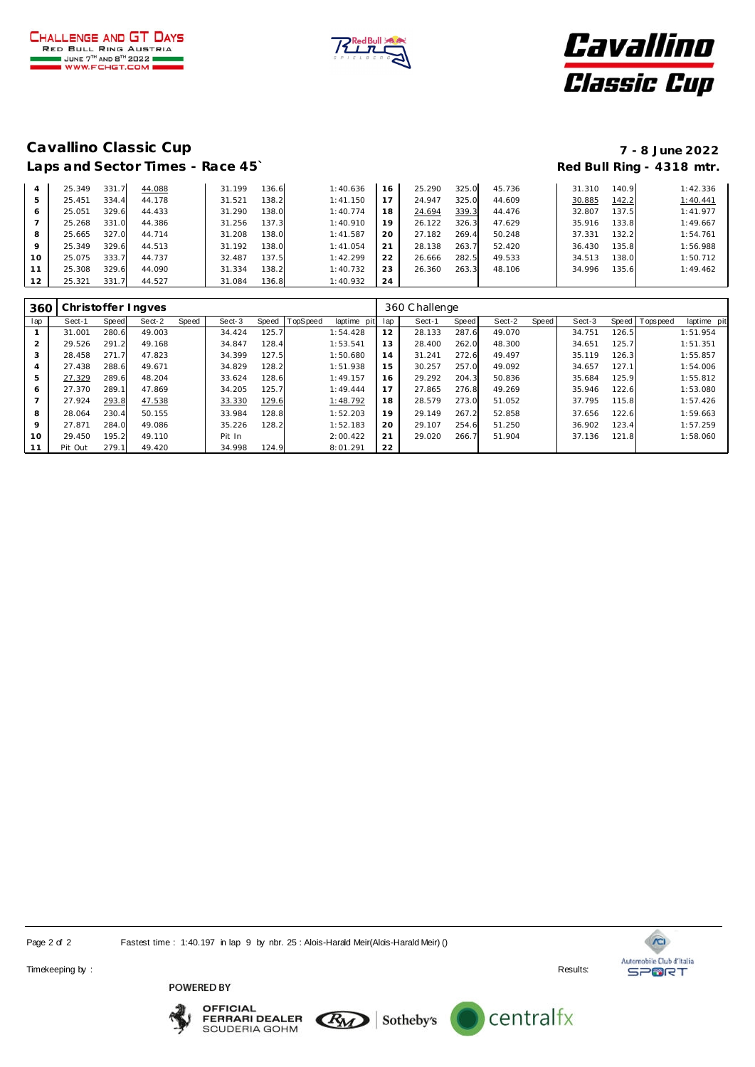# Cavallino Classic Cup

**7 - 8 June 2022**

## Laps and Sector Times - Race 45`

**Red Bull Ring - 4318 mtr.**

| lap | Sect-1 | Speed | Sect-2 | Speed | Sect-3 | Speed | TopSpeed | laptime pit | lap | Sect-1 | Speed | Sect-2 | Speed | Sect-3 | Speed | Topspeed | laptime pit |
|---|---|---|---|---|---|---|---|---|---|---|---|---|---|---|---|---|---|
| 4 | 25.349 | 331.7 | 44.088 | | 31.199 | 136.6 | | 1:40.636 | 16 | 25.290 | 325.0 | 45.736 | | 31.310 | 140.9 | | 1:42.336 |
| 5 | 25.451 | 334.4 | 44.178 | | 31.521 | 138.2 | | 1:41.150 | 17 | 24.947 | 325.0 | 44.609 | | 30.885 | 142.2 | | 1:40.441 |
| 6 | 25.051 | 329.6 | 44.433 | | 31.290 | 138.0 | | 1:40.774 | 18 | 24.694 | 339.3 | 44.476 | | 32.807 | 137.5 | | 1:41.977 |
| 7 | 25.268 | 331.0 | 44.386 | | 31.256 | 137.3 | | 1:40.910 | 19 | 26.122 | 326.3 | 47.629 | | 35.916 | 133.8 | | 1:49.667 |
| 8 | 25.665 | 327.0 | 44.714 | | 31.208 | 138.0 | | 1:41.587 | 20 | 27.182 | 269.4 | 50.248 | | 37.331 | 132.2 | | 1:54.761 |
| 9 | 25.349 | 329.6 | 44.513 | | 31.192 | 138.0 | | 1:41.054 | 21 | 28.138 | 263.7 | 52.420 | | 36.430 | 135.8 | | 1:56.988 |
| 10 | 25.075 | 333.7 | 44.737 | | 32.487 | 137.5 | | 1:42.299 | 22 | 26.666 | 282.5 | 49.533 | | 34.513 | 138.0 | | 1:50.712 |
| 11 | 25.308 | 329.6 | 44.090 | | 31.334 | 138.2 | | 1:40.732 | 23 | 26.360 | 263.3 | 48.106 | | 34.996 | 135.6 | | 1:49.462 |
| 12 | 25.321 | 331.7 | 44.527 | | 31.084 | 136.8 | | 1:40.932 | 24 | | | | | | | | |

### 360 Christoffer Ingves — 360 Challenge

| lap | Sect-1 | Speed | Sect-2 | Speed | Sect-3 | Speed | TopSpeed | laptime pit | lap | Sect-1 | Speed | Sect-2 | Speed | Sect-3 | Speed | Topspeed | laptime pit |
|---|---|---|---|---|---|---|---|---|---|---|---|---|---|---|---|---|---|
| 1 | 31.001 | 280.6 | 49.003 | | 34.424 | 125.7 | | 1:54.428 | 12 | 28.133 | 287.6 | 49.070 | | 34.751 | 126.5 | | 1:51.954 |
| 2 | 29.526 | 291.2 | 49.168 | | 34.847 | 128.4 | | 1:53.541 | 13 | 28.400 | 262.0 | 48.300 | | 34.651 | 125.7 | | 1:51.351 |
| 3 | 28.458 | 271.7 | 47.823 | | 34.399 | 127.5 | | 1:50.680 | 14 | 31.241 | 272.6 | 49.497 | | 35.119 | 126.3 | | 1:55.857 |
| 4 | 27.438 | 288.6 | 49.671 | | 34.829 | 128.2 | | 1:51.938 | 15 | 30.257 | 257.0 | 49.092 | | 34.657 | 127.1 | | 1:54.006 |
| 5 | 27.329 | 289.6 | 48.204 | | 33.624 | 128.6 | | 1:49.157 | 16 | 29.292 | 204.3 | 50.836 | | 35.684 | 125.9 | | 1:55.812 |
| 6 | 27.370 | 289.1 | 47.869 | | 34.205 | 125.7 | | 1:49.444 | 17 | 27.865 | 276.8 | 49.269 | | 35.946 | 122.6 | | 1:53.080 |
| 7 | 27.924 | 293.8 | 47.538 | | 33.330 | 129.6 | | 1:48.792 | 18 | 28.579 | 273.0 | 51.052 | | 37.795 | 115.8 | | 1:57.426 |
| 8 | 28.064 | 230.4 | 50.155 | | 33.984 | 128.8 | | 1:52.203 | 19 | 29.149 | 267.2 | 52.858 | | 37.656 | 122.6 | | 1:59.663 |
| 9 | 27.871 | 284.0 | 49.086 | | 35.226 | 128.2 | | 1:52.183 | 20 | 29.107 | 254.6 | 51.250 | | 36.902 | 123.4 | | 1:57.259 |
| 10 | 29.450 | 195.2 | 49.110 | | Pit In | | | 2:00.422 | 21 | 29.020 | 266.7 | 51.904 | | 37.136 | 121.8 | | 1:58.060 |
| 11 | Pit Out | 279.1 | 49.420 | | 34.998 | 124.9 | | 8:01.291 | 22 | | | | | | | | |

Fastest time : 1:40.197 in lap 9 by nbr. 25 : Alois-Harald Meir(Alois-Harald Meir) ()

Timekeeping by :

Results:

POWERED BY

OFFICIAL FERRARI DEALER SCUDERIA GOHM — RM Sotheby's — centralfx